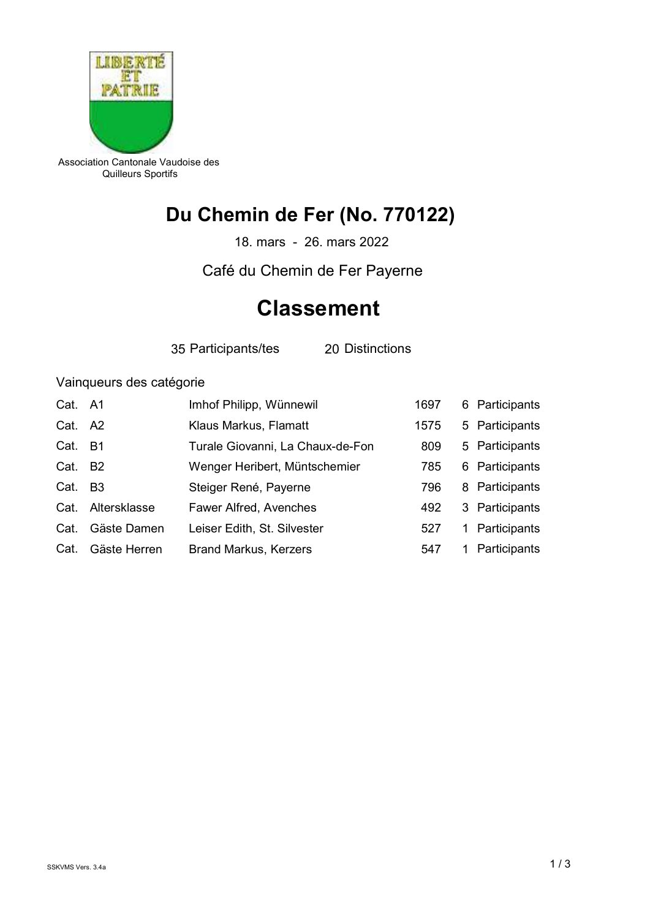LIBERTÉ
ET
PATRIE

Association Cantonale Vaudoise des Quilleurs Sportifs

# Du Chemin de Fer (No. 770122)

18. mars - 26. mars 2022

Café du Chemin de Fer Payerne

# Classement

35 Participants/tes 20 Distinctions

Vainqueurs des catégorie

| Cat. | Catégorie | Vainqueur | Points | Participants |
|---|---|---|---|---|
| Cat. | A1 | Imhof Philipp, Wünnewil | 1697 | 6 Participants |
| Cat. | A2 | Klaus Markus, Flamatt | 1575 | 5 Participants |
| Cat. | B1 | Turale Giovanni, La Chaux-de-Fon | 809 | 5 Participants |
| Cat. | B2 | Wenger Heribert, Müntschemier | 785 | 6 Participants |
| Cat. | B3 | Steiger René, Payerne | 796 | 8 Participants |
| Cat. | Altersklasse | Fawer Alfred, Avenches | 492 | 3 Participants |
| Cat. | Gäste Damen | Leiser Edith, St. Silvester | 527 | 1 Participants |
| Cat. | Gäste Herren | Brand Markus, Kerzers | 547 | 1 Participants |

SSKVMS Vers. 3.4a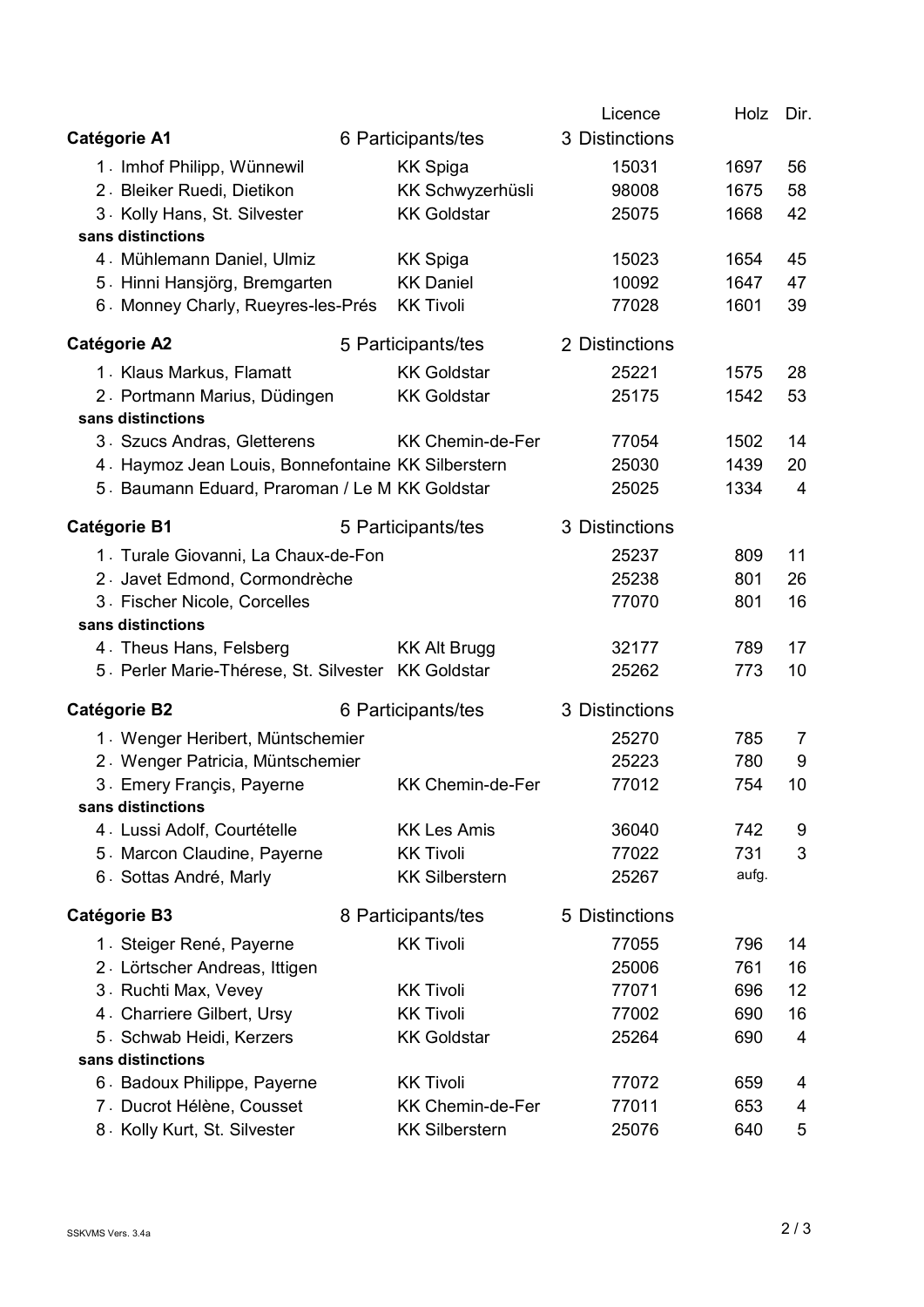| | | Licence | Holz | Dir. |
|---|---|---|---|---|
| **Catégorie A1** | 6 Participants/tes | 3 Distinctions | | |
| 1. Imhof Philipp, Wünnewil | KK Spiga | 15031 | 1697 | 56 |
| 2. Bleiker Ruedi, Dietikon | KK Schwyzerhüsli | 98008 | 1675 | 58 |
| 3. Kolly Hans, St. Silvester | KK Goldstar | 25075 | 1668 | 42 |
| **sans distinctions** | | | | |
| 4. Mühlemann Daniel, Ulmiz | KK Spiga | 15023 | 1654 | 45 |
| 5. Hinni Hansjörg, Bremgarten | KK Daniel | 10092 | 1647 | 47 |
| 6. Monney Charly, Rueyres-les-Prés | KK Tivoli | 77028 | 1601 | 39 |
| **Catégorie A2** | 5 Participants/tes | 2 Distinctions | | |
| 1. Klaus Markus, Flamatt | KK Goldstar | 25221 | 1575 | 28 |
| 2. Portmann Marius, Düdingen | KK Goldstar | 25175 | 1542 | 53 |
| **sans distinctions** | | | | |
| 3. Szucs Andras, Gletterens | KK Chemin-de-Fer | 77054 | 1502 | 14 |
| 4. Haymoz Jean Louis, Bonnefontaine | KK Silberstern | 25030 | 1439 | 20 |
| 5. Baumann Eduard, Praroman / Le M | KK Goldstar | 25025 | 1334 | 4 |
| **Catégorie B1** | 5 Participants/tes | 3 Distinctions | | |
| 1. Turale Giovanni, La Chaux-de-Fon | | 25237 | 809 | 11 |
| 2. Javet Edmond, Cormondrèche | | 25238 | 801 | 26 |
| 3. Fischer Nicole, Corcelles | | 77070 | 801 | 16 |
| **sans distinctions** | | | | |
| 4. Theus Hans, Felsberg | KK Alt Brugg | 32177 | 789 | 17 |
| 5. Perler Marie-Thérese, St. Silvester | KK Goldstar | 25262 | 773 | 10 |
| **Catégorie B2** | 6 Participants/tes | 3 Distinctions | | |
| 1. Wenger Heribert, Müntschemier | | 25270 | 785 | 7 |
| 2. Wenger Patricia, Müntschemier | | 25223 | 780 | 9 |
| 3. Emery Françis, Payerne | KK Chemin-de-Fer | 77012 | 754 | 10 |
| **sans distinctions** | | | | |
| 4. Lussi Adolf, Courtételle | KK Les Amis | 36040 | 742 | 9 |
| 5. Marcon Claudine, Payerne | KK Tivoli | 77022 | 731 | 3 |
| 6. Sottas André, Marly | KK Silberstern | 25267 | aufg. | |
| **Catégorie B3** | 8 Participants/tes | 5 Distinctions | | |
| 1. Steiger René, Payerne | KK Tivoli | 77055 | 796 | 14 |
| 2. Lörtscher Andreas, Ittigen | | 25006 | 761 | 16 |
| 3. Ruchti Max, Vevey | KK Tivoli | 77071 | 696 | 12 |
| 4. Charriere Gilbert, Ursy | KK Tivoli | 77002 | 690 | 16 |
| 5. Schwab Heidi, Kerzers | KK Goldstar | 25264 | 690 | 4 |
| **sans distinctions** | | | | |
| 6. Badoux Philippe, Payerne | KK Tivoli | 77072 | 659 | 4 |
| 7. Ducrot Hélène, Cousset | KK Chemin-de-Fer | 77011 | 653 | 4 |
| 8. Kolly Kurt, St. Silvester | KK Silberstern | 25076 | 640 | 5 |

SSKVMS Vers. 3.4a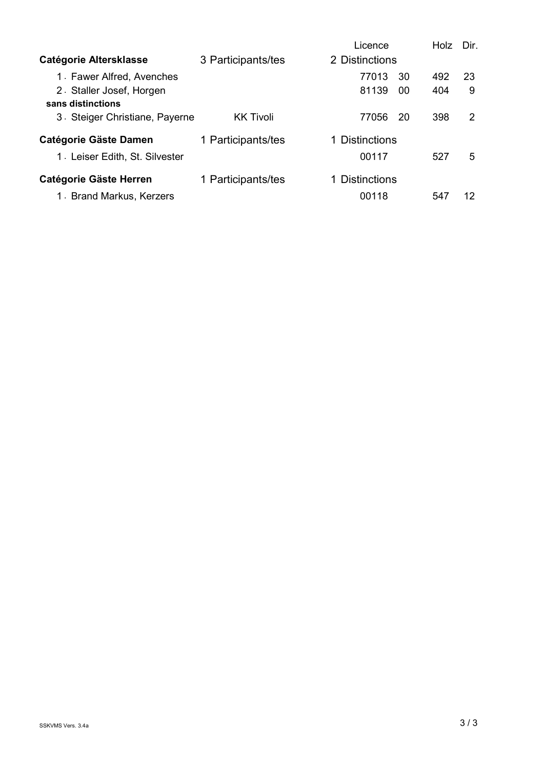| | | Licence | | Holz | Dir. |
|---|---|---|---|---|---|
| **Catégorie Altersklasse** | 3 Participants/tes | 2 Distinctions | | | |
| 1. Fawer Alfred, Avenches | | 77013 | 30 | 492 | 23 |
| 2. Staller Josef, Horgen | | 81139 | 00 | 404 | 9 |
| **sans distinctions** | | | | | |
| 3. Steiger Christiane, Payerne | KK Tivoli | 77056 | 20 | 398 | 2 |
| **Catégorie Gäste Damen** | 1 Participants/tes | 1 Distinctions | | | |
| 1. Leiser Edith, St. Silvester | | 00117 | | 527 | 5 |
| **Catégorie Gäste Herren** | 1 Participants/tes | 1 Distinctions | | | |
| 1. Brand Markus, Kerzers | | 00118 | | 547 | 12 |

SSKVMS Vers. 3.4a